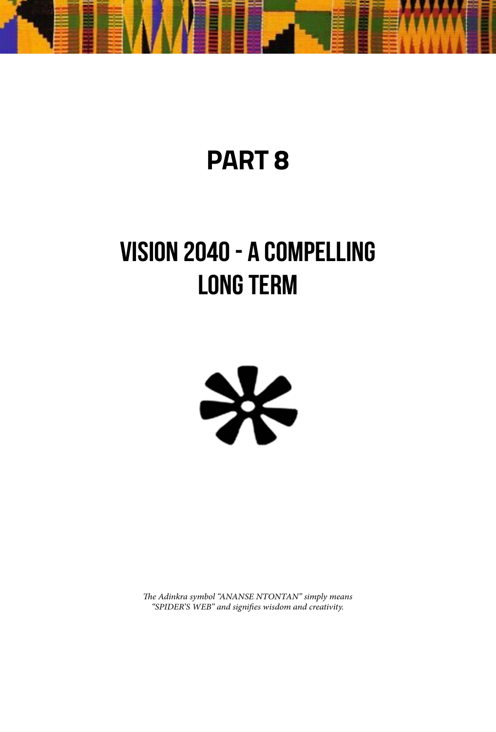# PART 8

# VISION 2040 - A COMPELLING LONG TERM

*The Adinkra symbol "ANANSE NTONTAN" simply means "SPIDER'S WEB" and signifies wisdom and creativity.*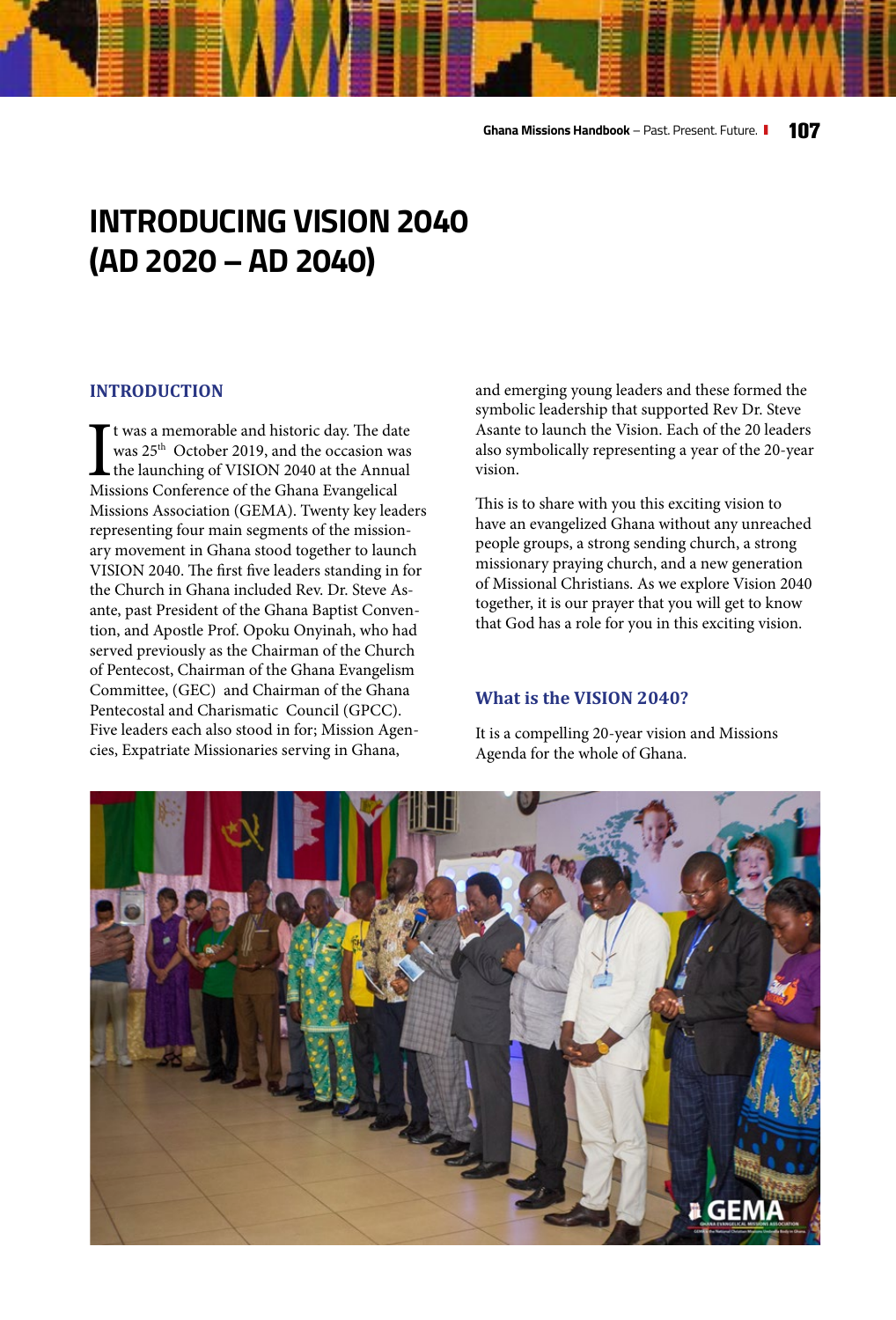# INTRODUCING VISION 2040 (AD 2020 – AD 2040)

## INTRODUCTION

It was a memorable and historic day. The date was 25th October 2019, and the occasion was the launching of VISION 2040 at the Annual Missions Conference of the Ghana Evangelical Missions Association (GEMA). Twenty key leaders representing four main segments of the missionary movement in Ghana stood together to launch VISION 2040. The first five leaders standing in for the Church in Ghana included Rev. Dr. Steve Asante, past President of the Ghana Baptist Convention, and Apostle Prof. Opoku Onyinah, who had served previously as the Chairman of the Church of Pentecost, Chairman of the Ghana Evangelism Committee, (GEC) and Chairman of the Ghana Pentecostal and Charismatic Council (GPCC). Five leaders each also stood in for; Mission Agencies, Expatriate Missionaries serving in Ghana, and emerging young leaders and these formed the symbolic leadership that supported Rev Dr. Steve Asante to launch the Vision. Each of the 20 leaders also symbolically representing a year of the 20-year vision.

This is to share with you this exciting vision to have an evangelized Ghana without any unreached people groups, a strong sending church, a strong missionary praying church, and a new generation of Missional Christians. As we explore Vision 2040 together, it is our prayer that you will get to know that God has a role for you in this exciting vision.

### What is the VISION 2040?

It is a compelling 20-year vision and Missions Agenda for the whole of Ghana.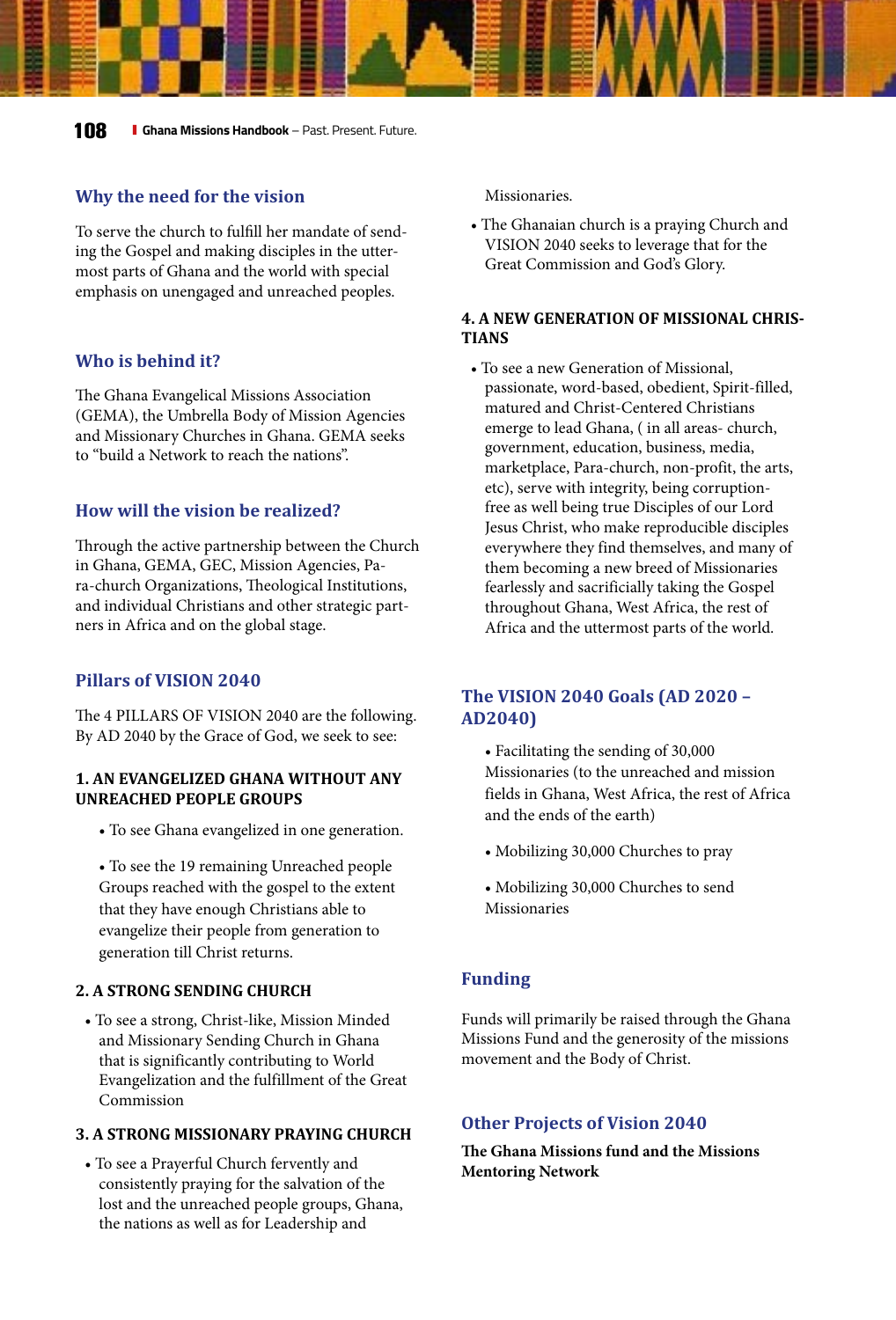## Why the need for the vision

To serve the church to fulfill her mandate of sending the Gospel and making disciples in the uttermost parts of Ghana and the world with special emphasis on unengaged and unreached peoples.

## Who is behind it?

The Ghana Evangelical Missions Association (GEMA), the Umbrella Body of Mission Agencies and Missionary Churches in Ghana. GEMA seeks to "build a Network to reach the nations".

## How will the vision be realized?

Through the active partnership between the Church in Ghana, GEMA, GEC, Mission Agencies, Para-church Organizations, Theological Institutions, and individual Christians and other strategic partners in Africa and on the global stage.

## Pillars of VISION 2040

The 4 PILLARS OF VISION 2040 are the following. By AD 2040 by the Grace of God, we seek to see:

### 1. AN EVANGELIZED GHANA WITHOUT ANY UNREACHED PEOPLE GROUPS

- To see Ghana evangelized in one generation.
- To see the 19 remaining Unreached people Groups reached with the gospel to the extent that they have enough Christians able to evangelize their people from generation to generation till Christ returns.

### 2. A STRONG SENDING CHURCH

- To see a strong, Christ-like, Mission Minded and Missionary Sending Church in Ghana that is significantly contributing to World Evangelization and the fulfillment of the Great Commission

### 3. A STRONG MISSIONARY PRAYING CHURCH

- To see a Prayerful Church fervently and consistently praying for the salvation of the lost and the unreached people groups, Ghana, the nations as well as for Leadership and Missionaries.
- The Ghanaian church is a praying Church and VISION 2040 seeks to leverage that for the Great Commission and God's Glory.

### 4. A NEW GENERATION OF MISSIONAL CHRISTIANS

- To see a new Generation of Missional, passionate, word-based, obedient, Spirit-filled, matured and Christ-Centered Christians emerge to lead Ghana, ( in all areas- church, government, education, business, media, marketplace, Para-church, non-profit, the arts, etc), serve with integrity, being corruption-free as well being true Disciples of our Lord Jesus Christ, who make reproducible disciples everywhere they find themselves, and many of them becoming a new breed of Missionaries fearlessly and sacrificially taking the Gospel throughout Ghana, West Africa, the rest of Africa and the uttermost parts of the world.

## The VISION 2040 Goals (AD 2020 – AD2040)

- Facilitating the sending of 30,000 Missionaries (to the unreached and mission fields in Ghana, West Africa, the rest of Africa and the ends of the earth)
- Mobilizing 30,000 Churches to pray
- Mobilizing 30,000 Churches to send Missionaries

## Funding

Funds will primarily be raised through the Ghana Missions Fund and the generosity of the missions movement and the Body of Christ.

## Other Projects of Vision 2040

**The Ghana Missions fund and the Missions Mentoring Network**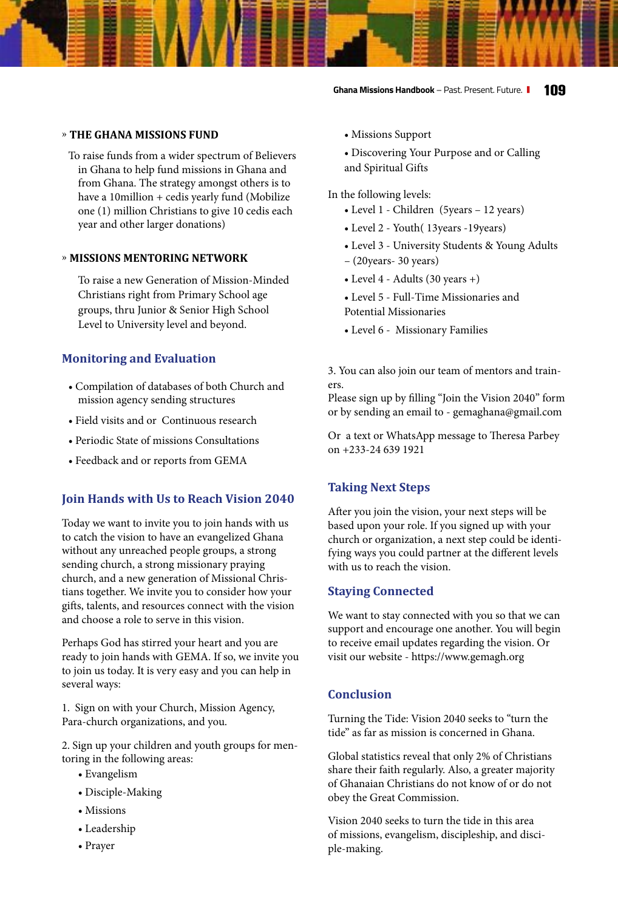### » THE GHANA MISSIONS FUND

To raise funds from a wider spectrum of Believers in Ghana to help fund missions in Ghana and from Ghana. The strategy amongst others is to have a 10million + cedis yearly fund (Mobilize one (1) million Christians to give 10 cedis each year and other larger donations)

### » MISSIONS MENTORING NETWORK

To raise a new Generation of Mission-Minded Christians right from Primary School age groups, thru Junior & Senior High School Level to University level and beyond.

## Monitoring and Evaluation

- Compilation of databases of both Church and mission agency sending structures
- Field visits and or Continuous research
- Periodic State of missions Consultations
- Feedback and or reports from GEMA

## Join Hands with Us to Reach Vision 2040

Today we want to invite you to join hands with us to catch the vision to have an evangelized Ghana without any unreached people groups, a strong sending church, a strong missionary praying church, and a new generation of Missional Christians together. We invite you to consider how your gifts, talents, and resources connect with the vision and choose a role to serve in this vision.

Perhaps God has stirred your heart and you are ready to join hands with GEMA. If so, we invite you to join us today. It is very easy and you can help in several ways:

1. Sign on with your Church, Mission Agency, Para-church organizations, and you.

2. Sign up your children and youth groups for mentoring in the following areas:
   - Evangelism
   - Disciple-Making
   - Missions
   - Leadership
   - Prayer
   - Missions Support
   - Discovering Your Purpose and or Calling and Spiritual Gifts

In the following levels:
- Level 1 - Children (5years – 12 years)
- Level 2 - Youth( 13years -19years)
- Level 3 - University Students & Young Adults – (20years- 30 years)
- Level 4 - Adults (30 years +)
- Level 5 - Full-Time Missionaries and Potential Missionaries
- Level 6 - Missionary Families

3. You can also join our team of mentors and trainers.
Please sign up by filling "Join the Vision 2040" form or by sending an email to - gemaghana@gmail.com

Or a text or WhatsApp message to Theresa Parbey on +233-24 639 1921

## Taking Next Steps

After you join the vision, your next steps will be based upon your role. If you signed up with your church or organization, a next step could be identifying ways you could partner at the different levels with us to reach the vision.

## Staying Connected

We want to stay connected with you so that we can support and encourage one another. You will begin to receive email updates regarding the vision. Or visit our website - https://www.gemagh.org

## Conclusion

Turning the Tide: Vision 2040 seeks to "turn the tide" as far as mission is concerned in Ghana.

Global statistics reveal that only 2% of Christians share their faith regularly. Also, a greater majority of Ghanaian Christians do not know of or do not obey the Great Commission.

Vision 2040 seeks to turn the tide in this area of missions, evangelism, discipleship, and disciple-making.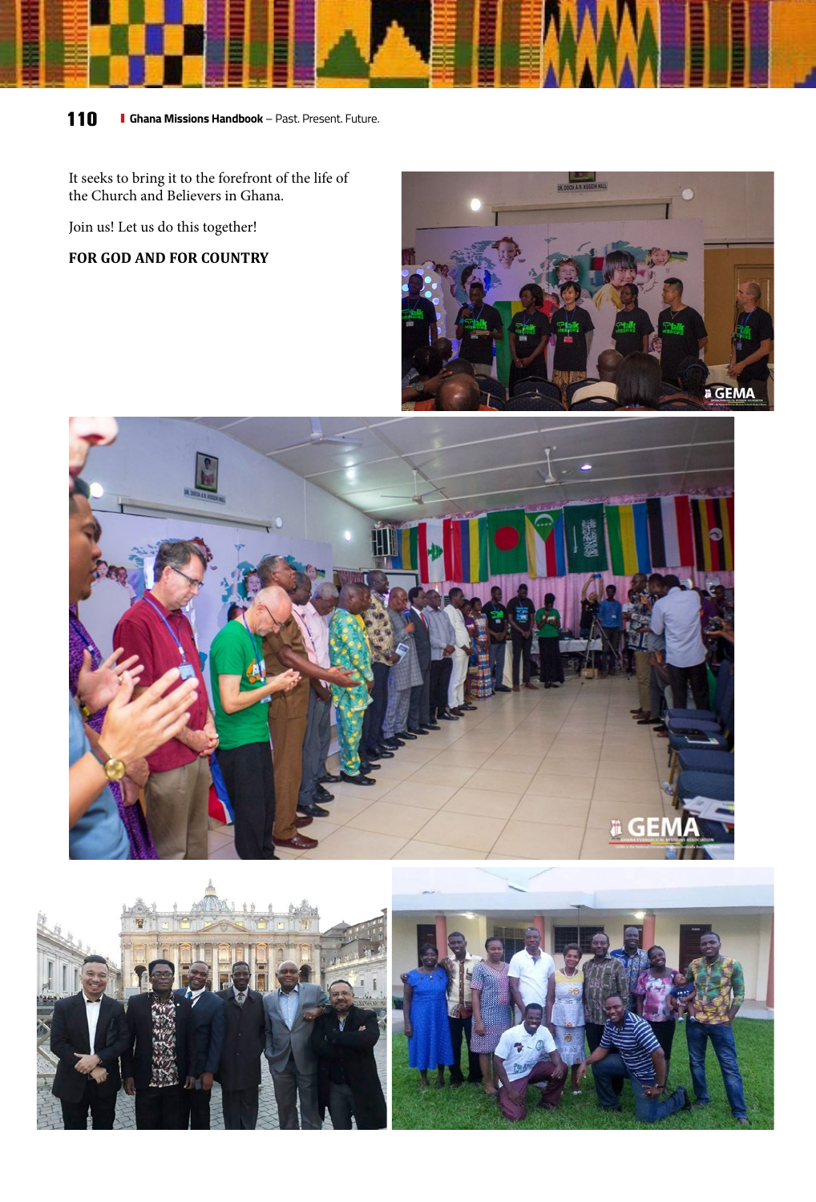It seeks to bring it to the forefront of the life of the Church and Believers in Ghana.

Join us! Let us do this together!

**FOR GOD AND FOR COUNTRY**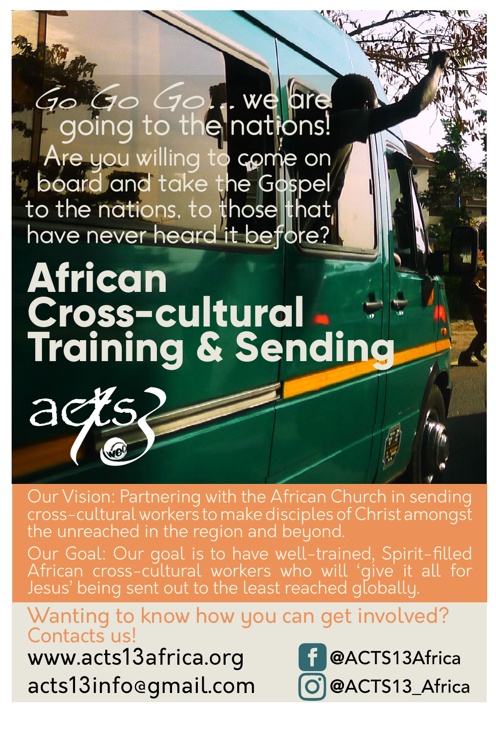*Go Go Go*... we are going to the nations!

Are you willing to come on board and take the Gospel to the nations, to those that have never heard it before?

# African Cross-cultural Training & Sending

acts13 WEC

Our Vision: Partnering with the African Church in sending cross-cultural workers to make disciples of Christ amongst the unreached in the region and beyond.

Our Goal: Our goal is to have well-trained, Spirit-filled African cross-cultural workers who will 'give it all for Jesus' being sent out to the least reached globally.

Wanting to know how you can get involved? Contacts us!

www.acts13africa.org

acts13info@gmail.com

Facebook: @ACTS13Africa

Instagram: @ACTS13_Africa